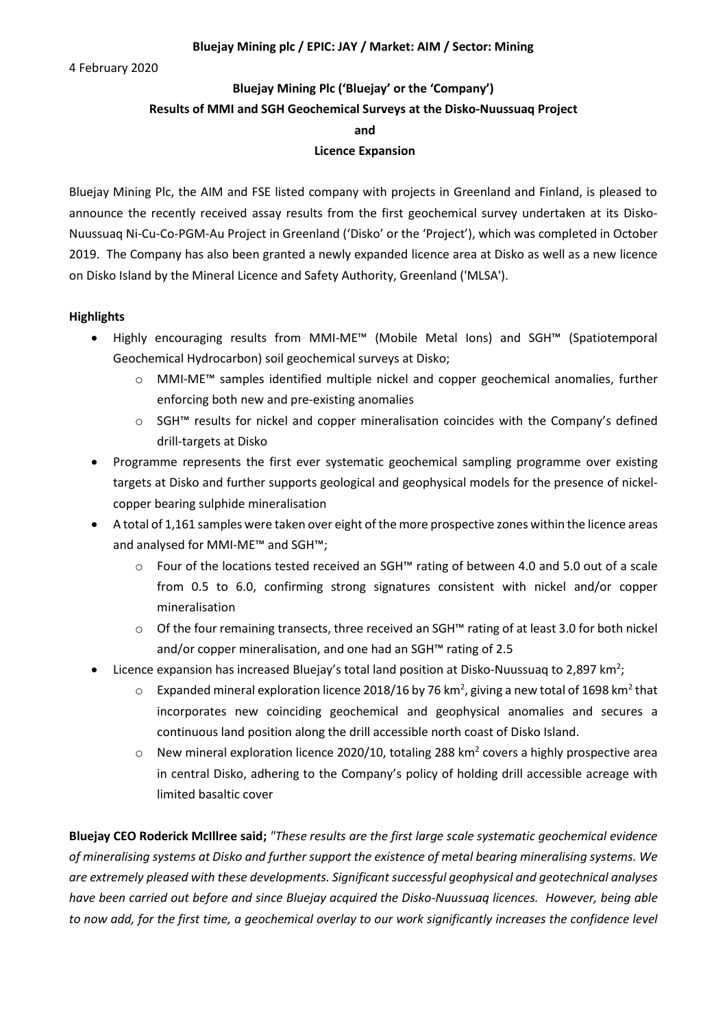**Bluejay Mining plc / EPIC: JAY / Market: AIM / Sector: Mining**

4 February 2020

# Bluejay Mining Plc ('Bluejay' or the 'Company')
# Results of MMI and SGH Geochemical Surveys at the Disko-Nuussuaq Project
# and
# Licence Expansion

Bluejay Mining Plc, the AIM and FSE listed company with projects in Greenland and Finland, is pleased to announce the recently received assay results from the first geochemical survey undertaken at its Disko-Nuussuaq Ni-Cu-Co-PGM-Au Project in Greenland ('Disko' or the 'Project'), which was completed in October 2019. The Company has also been granted a newly expanded licence area at Disko as well as a new licence on Disko Island by the Mineral Licence and Safety Authority, Greenland ('MLSA').

**Highlights**

- Highly encouraging results from MMI-ME™ (Mobile Metal Ions) and SGH™ (Spatiotemporal Geochemical Hydrocarbon) soil geochemical surveys at Disko;
  - MMI-ME™ samples identified multiple nickel and copper geochemical anomalies, further enforcing both new and pre-existing anomalies
  - SGH™ results for nickel and copper mineralisation coincides with the Company's defined drill-targets at Disko
- Programme represents the first ever systematic geochemical sampling programme over existing targets at Disko and further supports geological and geophysical models for the presence of nickel-copper bearing sulphide mineralisation
- A total of 1,161 samples were taken over eight of the more prospective zones within the licence areas and analysed for MMI-ME™ and SGH™;
  - Four of the locations tested received an SGH™ rating of between 4.0 and 5.0 out of a scale from 0.5 to 6.0, confirming strong signatures consistent with nickel and/or copper mineralisation
  - Of the four remaining transects, three received an SGH™ rating of at least 3.0 for both nickel and/or copper mineralisation, and one had an SGH™ rating of 2.5
- Licence expansion has increased Bluejay's total land position at Disko-Nuussuaq to 2,897 km$^2$;
  - Expanded mineral exploration licence 2018/16 by 76 km$^2$, giving a new total of 1698 km$^2$ that incorporates new coinciding geochemical and geophysical anomalies and secures a continuous land position along the drill accessible north coast of Disko Island.
  - New mineral exploration licence 2020/10, totaling 288 km$^2$ covers a highly prospective area in central Disko, adhering to the Company's policy of holding drill accessible acreage with limited basaltic cover

**Bluejay CEO Roderick McIllree said;** *"These results are the first large scale systematic geochemical evidence of mineralising systems at Disko and further support the existence of metal bearing mineralising systems. We are extremely pleased with these developments. Significant successful geophysical and geotechnical analyses have been carried out before and since Bluejay acquired the Disko-Nuussuaq licences. However, being able to now add, for the first time, a geochemical overlay to our work significantly increases the confidence level*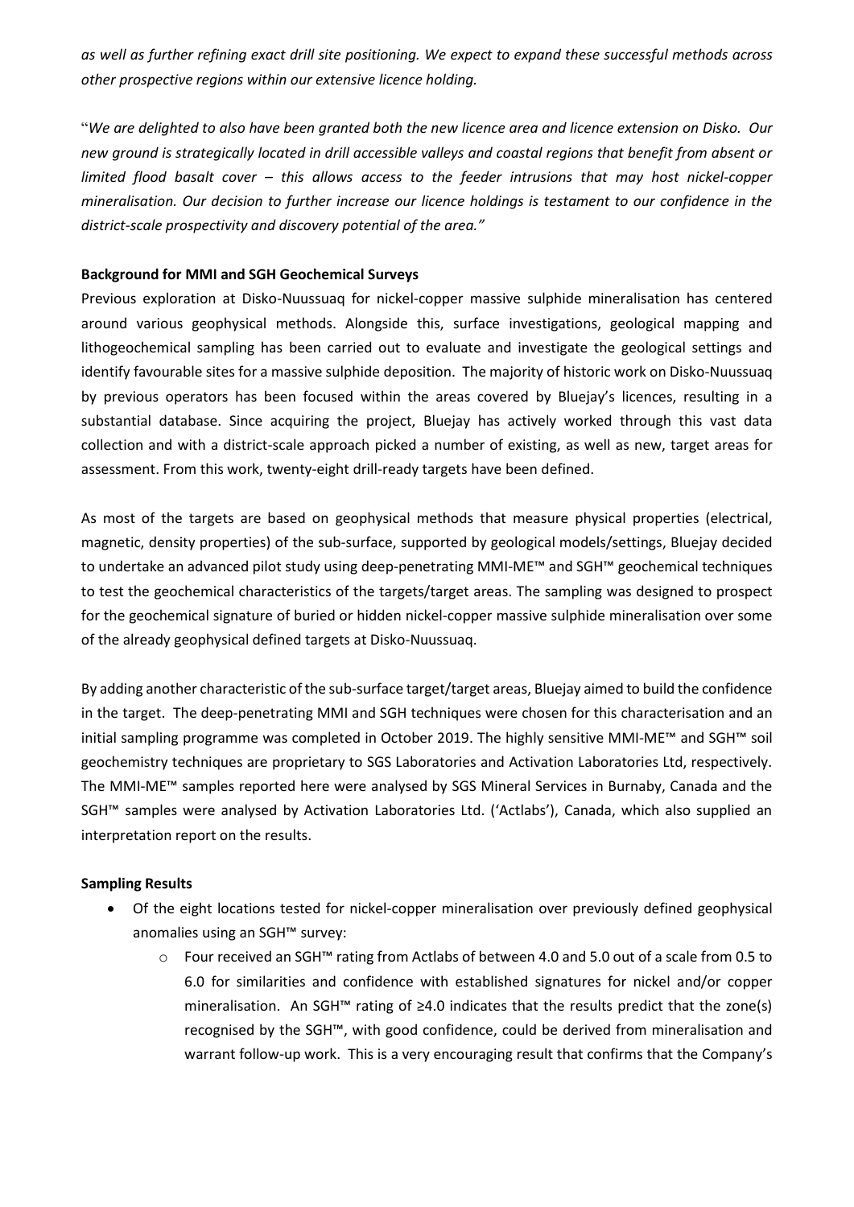*as well as further refining exact drill site positioning. We expect to expand these successful methods across other prospective regions within our extensive licence holding.*

"*We are delighted to also have been granted both the new licence area and licence extension on Disko. Our new ground is strategically located in drill accessible valleys and coastal regions that benefit from absent or limited flood basalt cover – this allows access to the feeder intrusions that may host nickel-copper mineralisation. Our decision to further increase our licence holdings is testament to our confidence in the district-scale prospectivity and discovery potential of the area."*

**Background for MMI and SGH Geochemical Surveys**

Previous exploration at Disko-Nuussuaq for nickel-copper massive sulphide mineralisation has centered around various geophysical methods. Alongside this, surface investigations, geological mapping and lithogeochemical sampling has been carried out to evaluate and investigate the geological settings and identify favourable sites for a massive sulphide deposition. The majority of historic work on Disko-Nuussuaq by previous operators has been focused within the areas covered by Bluejay's licences, resulting in a substantial database. Since acquiring the project, Bluejay has actively worked through this vast data collection and with a district-scale approach picked a number of existing, as well as new, target areas for assessment. From this work, twenty-eight drill-ready targets have been defined.

As most of the targets are based on geophysical methods that measure physical properties (electrical, magnetic, density properties) of the sub-surface, supported by geological models/settings, Bluejay decided to undertake an advanced pilot study using deep-penetrating MMI-ME™ and SGH™ geochemical techniques to test the geochemical characteristics of the targets/target areas. The sampling was designed to prospect for the geochemical signature of buried or hidden nickel-copper massive sulphide mineralisation over some of the already geophysical defined targets at Disko-Nuussuaq.

By adding another characteristic of the sub-surface target/target areas, Bluejay aimed to build the confidence in the target. The deep-penetrating MMI and SGH techniques were chosen for this characterisation and an initial sampling programme was completed in October 2019. The highly sensitive MMI-ME™ and SGH™ soil geochemistry techniques are proprietary to SGS Laboratories and Activation Laboratories Ltd, respectively. The MMI-ME™ samples reported here were analysed by SGS Mineral Services in Burnaby, Canada and the SGH™ samples were analysed by Activation Laboratories Ltd. ('Actlabs'), Canada, which also supplied an interpretation report on the results.

**Sampling Results**

- Of the eight locations tested for nickel-copper mineralisation over previously defined geophysical anomalies using an SGH™ survey:
  - Four received an SGH™ rating from Actlabs of between 4.0 and 5.0 out of a scale from 0.5 to 6.0 for similarities and confidence with established signatures for nickel and/or copper mineralisation. An SGH™ rating of ≥4.0 indicates that the results predict that the zone(s) recognised by the SGH™, with good confidence, could be derived from mineralisation and warrant follow-up work. This is a very encouraging result that confirms that the Company's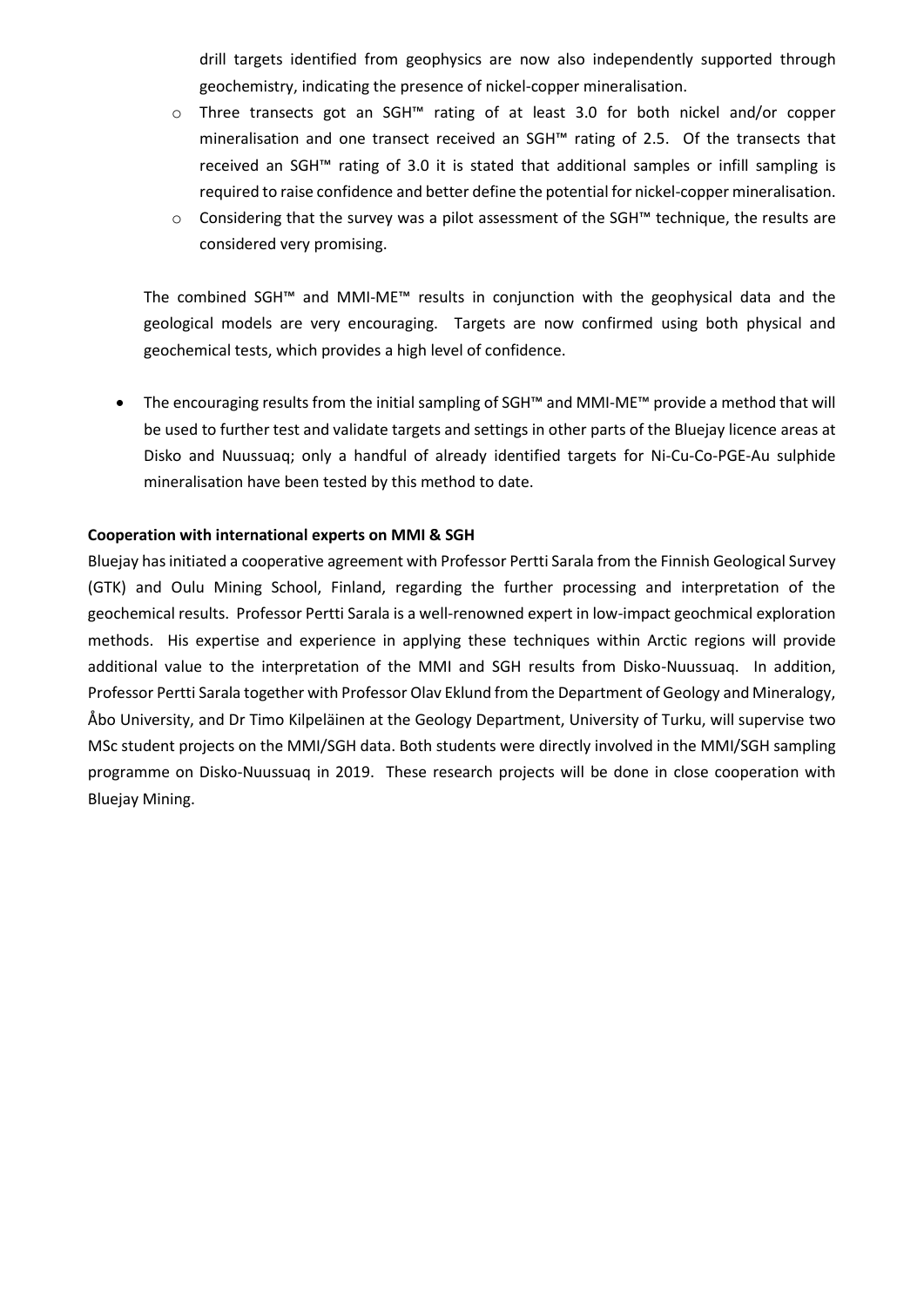drill targets identified from geophysics are now also independently supported through geochemistry, indicating the presence of nickel-copper mineralisation.

  - Three transects got an SGH™ rating of at least 3.0 for both nickel and/or copper mineralisation and one transect received an SGH™ rating of 2.5. Of the transects that received an SGH™ rating of 3.0 it is stated that additional samples or infill sampling is required to raise confidence and better define the potential for nickel-copper mineralisation.
  - Considering that the survey was a pilot assessment of the SGH™ technique, the results are considered very promising.

The combined SGH™ and MMI-ME™ results in conjunction with the geophysical data and the geological models are very encouraging. Targets are now confirmed using both physical and geochemical tests, which provides a high level of confidence.

- The encouraging results from the initial sampling of SGH™ and MMI-ME™ provide a method that will be used to further test and validate targets and settings in other parts of the Bluejay licence areas at Disko and Nuussuaq; only a handful of already identified targets for Ni-Cu-Co-PGE-Au sulphide mineralisation have been tested by this method to date.

**Cooperation with international experts on MMI & SGH**

Bluejay has initiated a cooperative agreement with Professor Pertti Sarala from the Finnish Geological Survey (GTK) and Oulu Mining School, Finland, regarding the further processing and interpretation of the geochemical results. Professor Pertti Sarala is a well-renowned expert in low-impact geochmical exploration methods. His expertise and experience in applying these techniques within Arctic regions will provide additional value to the interpretation of the MMI and SGH results from Disko-Nuussuaq. In addition, Professor Pertti Sarala together with Professor Olav Eklund from the Department of Geology and Mineralogy, Åbo University, and Dr Timo Kilpeläinen at the Geology Department, University of Turku, will supervise two MSc student projects on the MMI/SGH data. Both students were directly involved in the MMI/SGH sampling programme on Disko-Nuussuaq in 2019. These research projects will be done in close cooperation with Bluejay Mining.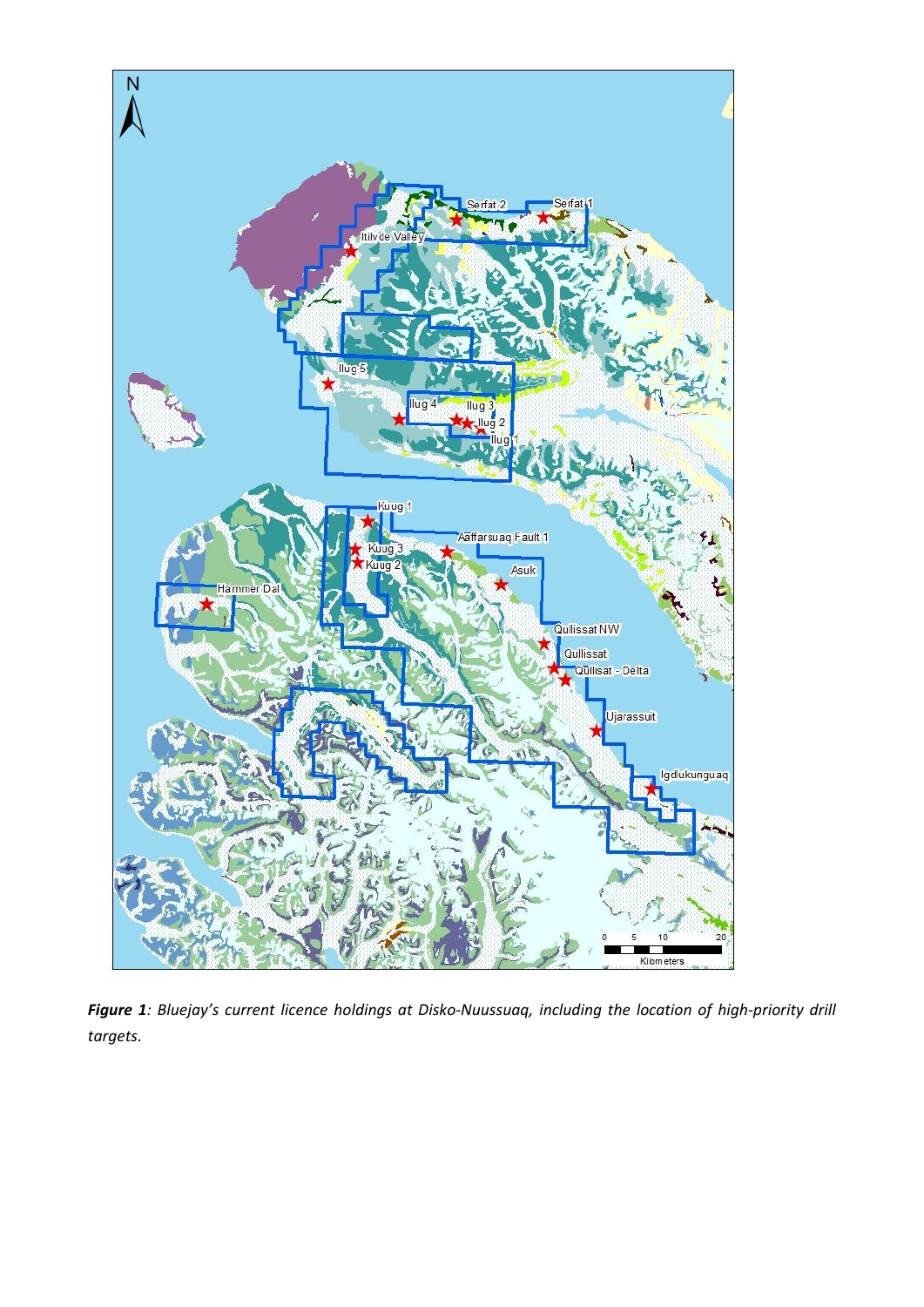***Figure 1**: Bluejay's current licence holdings at Disko-Nuussuaq, including the location of high-priority drill targets.*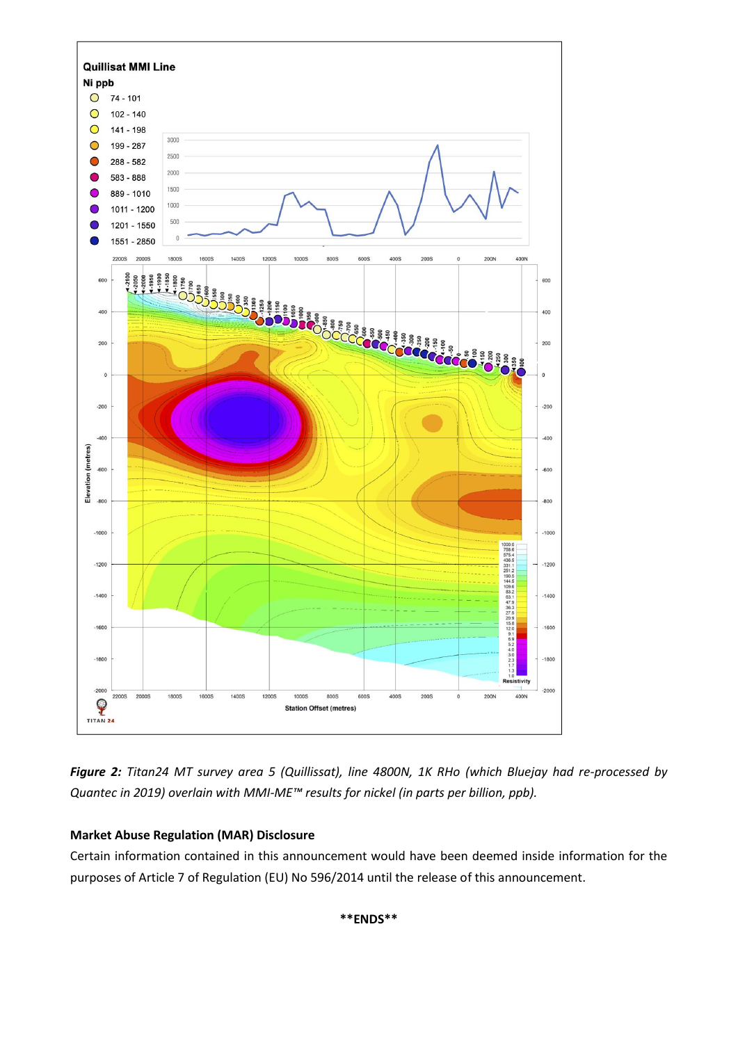*Figure 2: Titan24 MT survey area 5 (Quillissat), line 4800N, 1K RHo (which Bluejay had re-processed by Quantec in 2019) overlain with MMI-ME™ results for nickel (in parts per billion, ppb).*

**Market Abuse Regulation (MAR) Disclosure**

Certain information contained in this announcement would have been deemed inside information for the purposes of Article 7 of Regulation (EU) No 596/2014 until the release of this announcement.

**ENDS**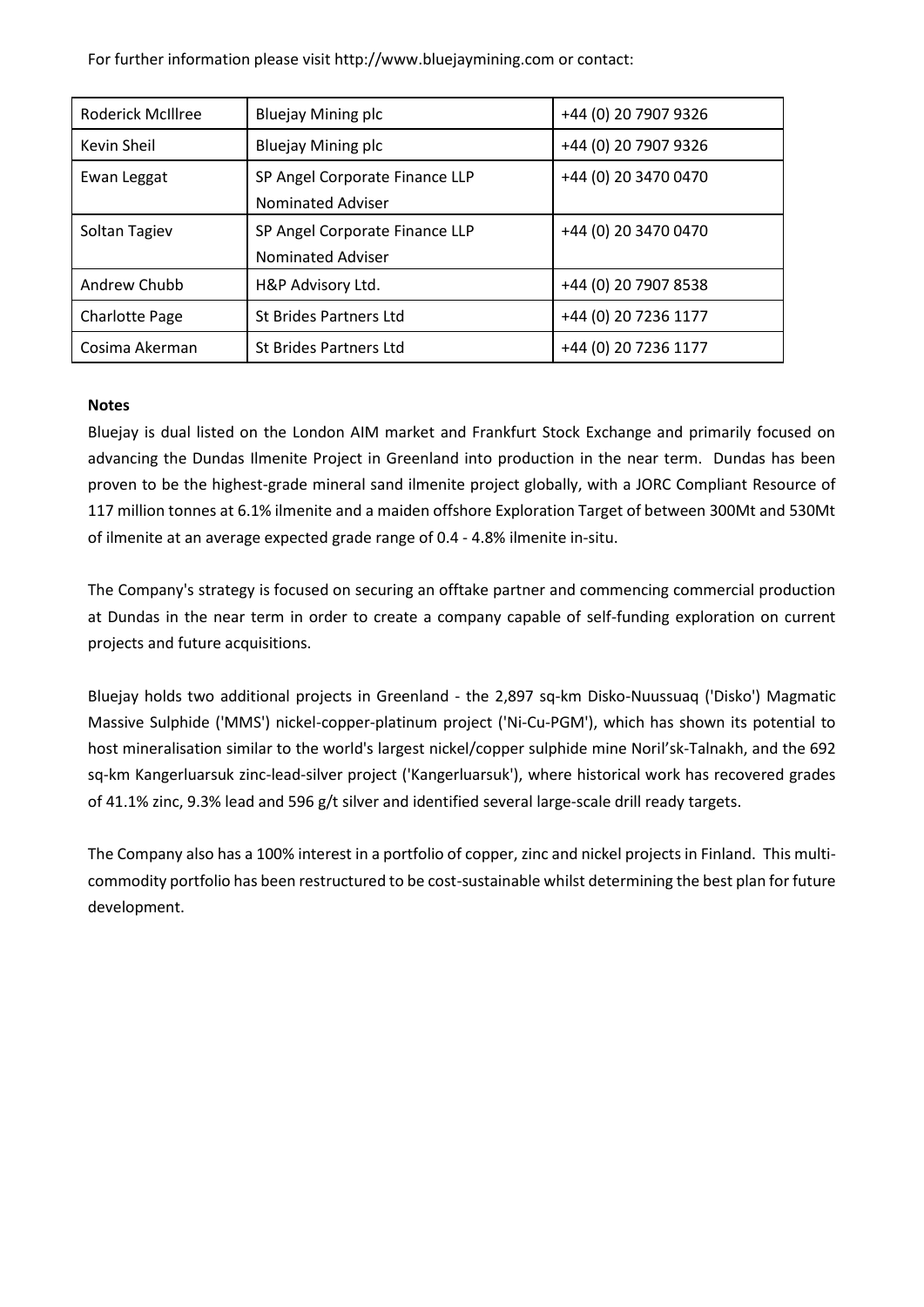For further information please visit http://www.bluejaymining.com or contact:

| | | |
|---|---|---|
| Roderick McIllree | Bluejay Mining plc | +44 (0) 20 7907 9326 |
| Kevin Sheil | Bluejay Mining plc | +44 (0) 20 7907 9326 |
| Ewan Leggat | SP Angel Corporate Finance LLP<br>Nominated Adviser | +44 (0) 20 3470 0470 |
| Soltan Tagiev | SP Angel Corporate Finance LLP<br>Nominated Adviser | +44 (0) 20 3470 0470 |
| Andrew Chubb | H&P Advisory Ltd. | +44 (0) 20 7907 8538 |
| Charlotte Page | St Brides Partners Ltd | +44 (0) 20 7236 1177 |
| Cosima Akerman | St Brides Partners Ltd | +44 (0) 20 7236 1177 |

**Notes**

Bluejay is dual listed on the London AIM market and Frankfurt Stock Exchange and primarily focused on advancing the Dundas Ilmenite Project in Greenland into production in the near term. Dundas has been proven to be the highest-grade mineral sand ilmenite project globally, with a JORC Compliant Resource of 117 million tonnes at 6.1% ilmenite and a maiden offshore Exploration Target of between 300Mt and 530Mt of ilmenite at an average expected grade range of 0.4 - 4.8% ilmenite in-situ.

The Company's strategy is focused on securing an offtake partner and commencing commercial production at Dundas in the near term in order to create a company capable of self-funding exploration on current projects and future acquisitions.

Bluejay holds two additional projects in Greenland - the 2,897 sq-km Disko-Nuussuaq ('Disko') Magmatic Massive Sulphide ('MMS') nickel-copper-platinum project ('Ni-Cu-PGM'), which has shown its potential to host mineralisation similar to the world's largest nickel/copper sulphide mine Noril'sk-Talnakh, and the 692 sq-km Kangerluarsuk zinc-lead-silver project ('Kangerluarsuk'), where historical work has recovered grades of 41.1% zinc, 9.3% lead and 596 g/t silver and identified several large-scale drill ready targets.

The Company also has a 100% interest in a portfolio of copper, zinc and nickel projects in Finland. This multi-commodity portfolio has been restructured to be cost-sustainable whilst determining the best plan for future development.